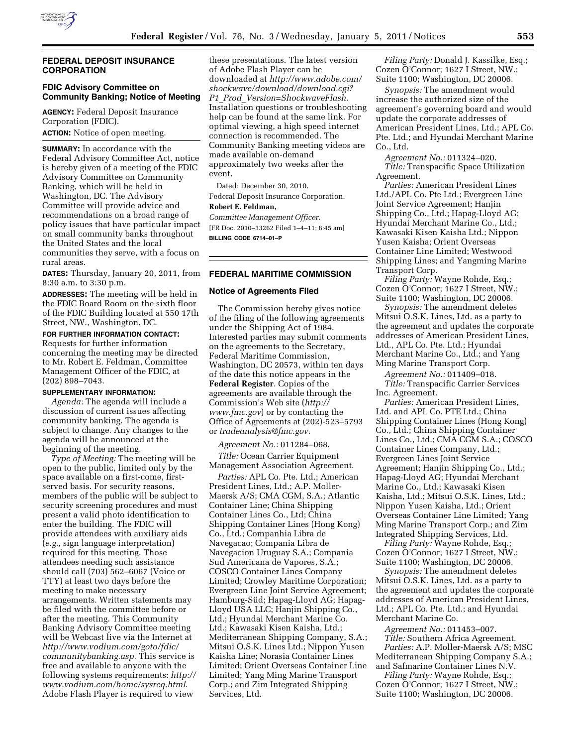## FEDERAL DEPOSIT INSURANCE CORPORATION

### FDIC Advisory Committee on Community Banking; Notice of Meeting

**AGENCY:** Federal Deposit Insurance Corporation (FDIC).

**ACTION:** Notice of open meeting.

**SUMMARY:** In accordance with the Federal Advisory Committee Act, notice is hereby given of a meeting of the FDIC Advisory Committee on Community Banking, which will be held in Washington, DC. The Advisory Committee will provide advice and recommendations on a broad range of policy issues that have particular impact on small community banks throughout the United States and the local communities they serve, with a focus on rural areas.

**DATES:** Thursday, January 20, 2011, from 8:30 a.m. to 3:30 p.m.

**ADDRESSES:** The meeting will be held in the FDIC Board Room on the sixth floor of the FDIC Building located at 550 17th Street, NW., Washington, DC.

**FOR FURTHER INFORMATION CONTACT:** Requests for further information concerning the meeting may be directed to Mr. Robert E. Feldman, Committee Management Officer of the FDIC, at (202) 898–7043.

**SUPPLEMENTARY INFORMATION:**

*Agenda:* The agenda will include a discussion of current issues affecting community banking. The agenda is subject to change. Any changes to the agenda will be announced at the beginning of the meeting.

*Type of Meeting:* The meeting will be open to the public, limited only by the space available on a first-come, first-served basis. For security reasons, members of the public will be subject to security screening procedures and must present a valid photo identification to enter the building. The FDIC will provide attendees with auxiliary aids (*e.g.,* sign language interpretation) required for this meeting. Those attendees needing such assistance should call (703) 562–6067 (Voice or TTY) at least two days before the meeting to make necessary arrangements. Written statements may be filed with the committee before or after the meeting. This Community Banking Advisory Committee meeting will be Webcast live via the Internet at *http://www.vodium.com/goto/fdic/communitybanking.asp*. This service is free and available to anyone with the following systems requirements: *http://www.vodium.com/home/sysreq.html*. Adobe Flash Player is required to view these presentations. The latest version of Adobe Flash Player can be downloaded at *http://www.adobe.com/shockwave/download/download.cgi?P1_Prod_Version=ShockwaveFlash*. Installation questions or troubleshooting help can be found at the same link. For optimal viewing, a high speed internet connection is recommended. The Community Banking meeting videos are made available on-demand approximately two weeks after the event.

Dated: December 30, 2010.

Federal Deposit Insurance Corporation.

**Robert E. Feldman,**

*Committee Management Officer.*

[FR Doc. 2010–33262 Filed 1–4–11; 8:45 am]

**BILLING CODE 6714–01–P**

## FEDERAL MARITIME COMMISSION

### Notice of Agreements Filed

The Commission hereby gives notice of the filing of the following agreements under the Shipping Act of 1984. Interested parties may submit comments on the agreements to the Secretary, Federal Maritime Commission, Washington, DC 20573, within ten days of the date this notice appears in the **Federal Register**. Copies of the agreements are available through the Commission's Web site (*http://www.fmc.gov*) or by contacting the Office of Agreements at (202)-523–5793 or *tradeanalysis@fmc.gov.*

*Agreement No.:* 011284–068.

*Title:* Ocean Carrier Equipment Management Association Agreement.

*Parties:* APL Co. Pte. Ltd.; American President Lines, Ltd.; A.P. Moller-Maersk A/S; CMA CGM, S.A.; Atlantic Container Line; China Shipping Container Lines Co., Ltd; China Shipping Container Lines (Hong Kong) Co., Ltd.; Companhia Libra de Navegacao; Compania Libra de Navegacion Uruguay S.A.; Compania Sud Americana de Vapores, S.A.; COSCO Container Lines Company Limited; Crowley Maritime Corporation; Evergreen Line Joint Service Agreement; Hamburg-Süd; Hapag-Lloyd AG; Hapag-Lloyd USA LLC; Hanjin Shipping Co., Ltd.; Hyundai Merchant Marine Co. Ltd.; Kawasaki Kisen Kaisha, Ltd.; Mediterranean Shipping Company, S.A.; Mitsui O.S.K. Lines Ltd.; Nippon Yusen Kaisha Line; Norasia Container Lines Limited; Orient Overseas Container Line Limited; Yang Ming Marine Transport Corp.; and Zim Integrated Shipping Services, Ltd.

*Filing Party:* Donald J. Kassilke, Esq.; Cozen O'Connor; 1627 I Street, NW.; Suite 1100; Washington, DC 20006.

*Synopsis:* The amendment would increase the authorized size of the agreement's governing board and would update the corporate addresses of American President Lines, Ltd.; APL Co. Pte. Ltd.; and Hyundai Merchant Marine Co., Ltd.

*Agreement No.:* 011324–020.

*Title:* Transpacific Space Utilization Agreement.

*Parties:* American President Lines Ltd./APL Co. Pte Ltd.; Evergreen Line Joint Service Agreement; Hanjin Shipping Co., Ltd.; Hapag-Lloyd AG; Hyundai Merchant Marine Co., Ltd.; Kawasaki Kisen Kaisha Ltd.; Nippon Yusen Kaisha; Orient Overseas Container Line Limited; Westwood Shipping Lines; and Yangming Marine Transport Corp.

*Filing Party:* Wayne Rohde, Esq.; Cozen O'Connor; 1627 I Street, NW.; Suite 1100; Washington, DC 20006.

*Synopsis:* The amendment deletes Mitsui O.S.K. Lines, Ltd. as a party to the agreement and updates the corporate addresses of American President Lines, Ltd., APL Co. Pte. Ltd.; Hyundai Merchant Marine Co., Ltd.; and Yang Ming Marine Transport Corp.

*Agreement No.:* 011409–018.

*Title:* Transpacific Carrier Services Inc. Agreement.

*Parties:* American President Lines, Ltd. and APL Co. PTE Ltd.; China Shipping Container Lines (Hong Kong) Co., Ltd.; China Shipping Container Lines Co., Ltd.; CMA CGM S.A.; COSCO Container Lines Company, Ltd.; Evergreen Lines Joint Service Agreement; Hanjin Shipping Co., Ltd.; Hapag-Lloyd AG; Hyundai Merchant Marine Co., Ltd.; Kawasaki Kisen Kaisha, Ltd.; Mitsui O.S.K. Lines, Ltd.; Nippon Yusen Kaisha, Ltd.; Orient Overseas Container Line Limited; Yang Ming Marine Transport Corp.; and Zim Integrated Shipping Services, Ltd.

*Filing Party:* Wayne Rohde, Esq.; Cozen O'Connor; 1627 I Street, NW.; Suite 1100; Washington, DC 20006.

*Synopsis:* The amendment deletes Mitsui O.S.K. Lines, Ltd. as a party to the agreement and updates the corporate addresses of American President Lines, Ltd.; APL Co. Pte. Ltd.; and Hyundai Merchant Marine Co.

*Agreement No.:* 011453–007.

*Title:* Southern Africa Agreement.

*Parties:* A.P. Moller-Maersk A/S; MSC Mediterranean Shipping Company S.A.; and Safmarine Container Lines N.V.

*Filing Party:* Wayne Rohde, Esq.; Cozen O'Connor; 1627 I Street, NW.; Suite 1100; Washington, DC 20006.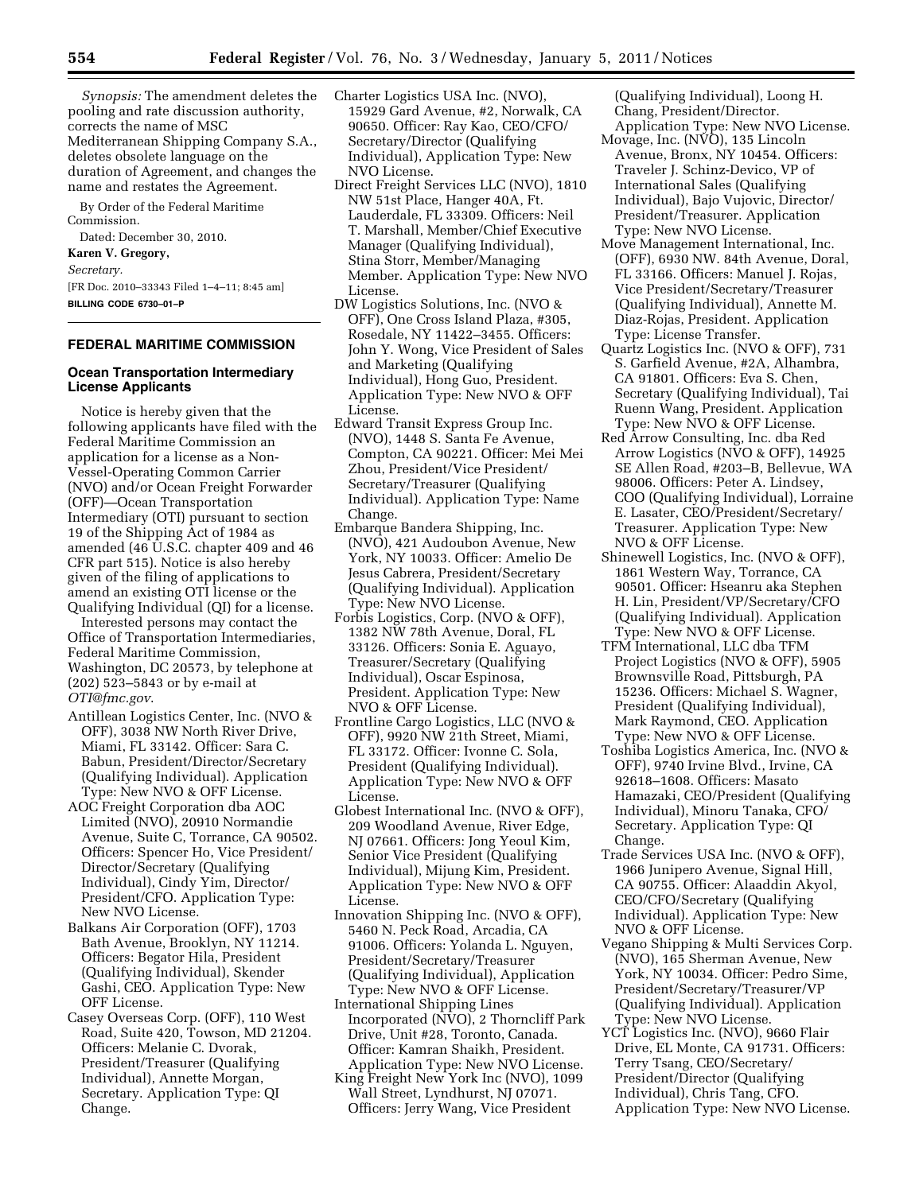*Synopsis:* The amendment deletes the pooling and rate discussion authority, corrects the name of MSC Mediterranean Shipping Company S.A., deletes obsolete language on the duration of Agreement, and changes the name and restates the Agreement.

By Order of the Federal Maritime Commission.

Dated: December 30, 2010.

**Karen V. Gregory,**

*Secretary.*

[FR Doc. 2010–33343 Filed 1–4–11; 8:45 am]

**BILLING CODE 6730–01–P**

---

## FEDERAL MARITIME COMMISSION

### Ocean Transportation Intermediary License Applicants

Notice is hereby given that the following applicants have filed with the Federal Maritime Commission an application for a license as a Non-Vessel-Operating Common Carrier (NVO) and/or Ocean Freight Forwarder (OFF)—Ocean Transportation Intermediary (OTI) pursuant to section 19 of the Shipping Act of 1984 as amended (46 U.S.C. chapter 409 and 46 CFR part 515). Notice is also hereby given of the filing of applications to amend an existing OTI license or the Qualifying Individual (QI) for a license.

Interested persons may contact the Office of Transportation Intermediaries, Federal Maritime Commission, Washington, DC 20573, by telephone at (202) 523–5843 or by e-mail at *OTI@fmc.gov*.

Antillean Logistics Center, Inc. (NVO & OFF), 3038 NW North River Drive, Miami, FL 33142. Officer: Sara C. Babun, President/Director/Secretary (Qualifying Individual). Application Type: New NVO & OFF License.

AOC Freight Corporation dba AOC Limited (NVO), 20910 Normandie Avenue, Suite C, Torrance, CA 90502. Officers: Spencer Ho, Vice President/Director/Secretary (Qualifying Individual), Cindy Yim, Director/President/CFO. Application Type: New NVO License.

Balkans Air Corporation (OFF), 1703 Bath Avenue, Brooklyn, NY 11214. Officers: Begator Hila, President (Qualifying Individual), Skender Gashi, CEO. Application Type: New OFF License.

Casey Overseas Corp. (OFF), 110 West Road, Suite 420, Towson, MD 21204. Officers: Melanie C. Dvorak, President/Treasurer (Qualifying Individual), Annette Morgan, Secretary. Application Type: QI Change.

Charter Logistics USA Inc. (NVO), 15929 Gard Avenue, #2, Norwalk, CA 90650. Officer: Ray Kao, CEO/CFO/Secretary/Director (Qualifying Individual), Application Type: New NVO License.

Direct Freight Services LLC (NVO), 1810 NW 51st Place, Hanger 40A, Ft. Lauderdale, FL 33309. Officers: Neil T. Marshall, Member/Chief Executive Manager (Qualifying Individual), Stina Storr, Member/Managing Member. Application Type: New NVO License.

DW Logistics Solutions, Inc. (NVO & OFF), One Cross Island Plaza, #305, Rosedale, NY 11422–3455. Officers: John Y. Wong, Vice President of Sales and Marketing (Qualifying Individual), Hong Guo, President. Application Type: New NVO & OFF License.

Edward Transit Express Group Inc. (NVO), 1448 S. Santa Fe Avenue, Compton, CA 90221. Officer: Mei Mei Zhou, President/Vice President/Secretary/Treasurer (Qualifying Individual). Application Type: Name Change.

Embarque Bandera Shipping, Inc. (NVO), 421 Audoubon Avenue, New York, NY 10033. Officer: Amelio De Jesus Cabrera, President/Secretary (Qualifying Individual). Application Type: New NVO License.

Forbis Logistics, Corp. (NVO & OFF), 1382 NW 78th Avenue, Doral, FL 33126. Officers: Sonia E. Aguayo, Treasurer/Secretary (Qualifying Individual), Oscar Espinosa, President. Application Type: New NVO & OFF License.

Frontline Cargo Logistics, LLC (NVO & OFF), 9920 NW 21th Street, Miami, FL 33172. Officer: Ivonne C. Sola, President (Qualifying Individual). Application Type: New NVO & OFF License.

Globest International Inc. (NVO & OFF), 209 Woodland Avenue, River Edge, NJ 07661. Officers: Jong Yeoul Kim, Senior Vice President (Qualifying Individual), Mijung Kim, President. Application Type: New NVO & OFF License.

Innovation Shipping Inc. (NVO & OFF), 5460 N. Peck Road, Arcadia, CA 91006. Officers: Yolanda L. Nguyen, President/Secretary/Treasurer (Qualifying Individual), Application Type: New NVO & OFF License.

International Shipping Lines Incorporated (NVO), 2 Thorncliff Park Drive, Unit #28, Toronto, Canada. Officer: Kamran Shaikh, President. Application Type: New NVO License.

King Freight New York Inc (NVO), 1099 Wall Street, Lyndhurst, NJ 07071. Officers: Jerry Wang, Vice President (Qualifying Individual), Loong H. Chang, President/Director. Application Type: New NVO License.

Movage, Inc. (NVO), 135 Lincoln Avenue, Bronx, NY 10454. Officers: Traveler J. Schinz-Devico, VP of International Sales (Qualifying Individual), Bajo Vujovic, Director/President/Treasurer. Application Type: New NVO License.

Move Management International, Inc. (OFF), 6930 NW. 84th Avenue, Doral, FL 33166. Officers: Manuel J. Rojas, Vice President/Secretary/Treasurer (Qualifying Individual), Annette M. Diaz-Rojas, President. Application Type: License Transfer.

Quartz Logistics Inc. (NVO & OFF), 731 S. Garfield Avenue, #2A, Alhambra, CA 91801. Officers: Eva S. Chen, Secretary (Qualifying Individual), Tai Ruenn Wang, President. Application Type: New NVO & OFF License.

Red Arrow Consulting, Inc. dba Red Arrow Logistics (NVO & OFF), 14925 SE Allen Road, #203–B, Bellevue, WA 98006. Officers: Peter A. Lindsey, COO (Qualifying Individual), Lorraine E. Lasater, CEO/President/Secretary/Treasurer. Application Type: New NVO & OFF License.

Shinewell Logistics, Inc. (NVO & OFF), 1861 Western Way, Torrance, CA 90501. Officer: Hseanru aka Stephen H. Lin, President/VP/Secretary/CFO (Qualifying Individual). Application Type: New NVO & OFF License.

TFM International, LLC dba TFM Project Logistics (NVO & OFF), 5905 Brownsville Road, Pittsburgh, PA 15236. Officers: Michael S. Wagner, President (Qualifying Individual), Mark Raymond, CEO. Application Type: New NVO & OFF License.

Toshiba Logistics America, Inc. (NVO & OFF), 9740 Irvine Blvd., Irvine, CA 92618–1608. Officers: Masato Hamazaki, CEO/President (Qualifying Individual), Minoru Tanaka, CFO/Secretary. Application Type: QI Change.

Trade Services USA Inc. (NVO & OFF), 1966 Junipero Avenue, Signal Hill, CA 90755. Officer: Alaaddin Akyol, CEO/CFO/Secretary (Qualifying Individual). Application Type: New NVO & OFF License.

Vegano Shipping & Multi Services Corp. (NVO), 165 Sherman Avenue, New York, NY 10034. Officer: Pedro Sime, President/Secretary/Treasurer/VP (Qualifying Individual). Application Type: New NVO License.

YCT Logistics Inc. (NVO), 9660 Flair Drive, EL Monte, CA 91731. Officers: Terry Tsang, CEO/Secretary/President/Director (Qualifying Individual), Chris Tang, CFO. Application Type: New NVO License.